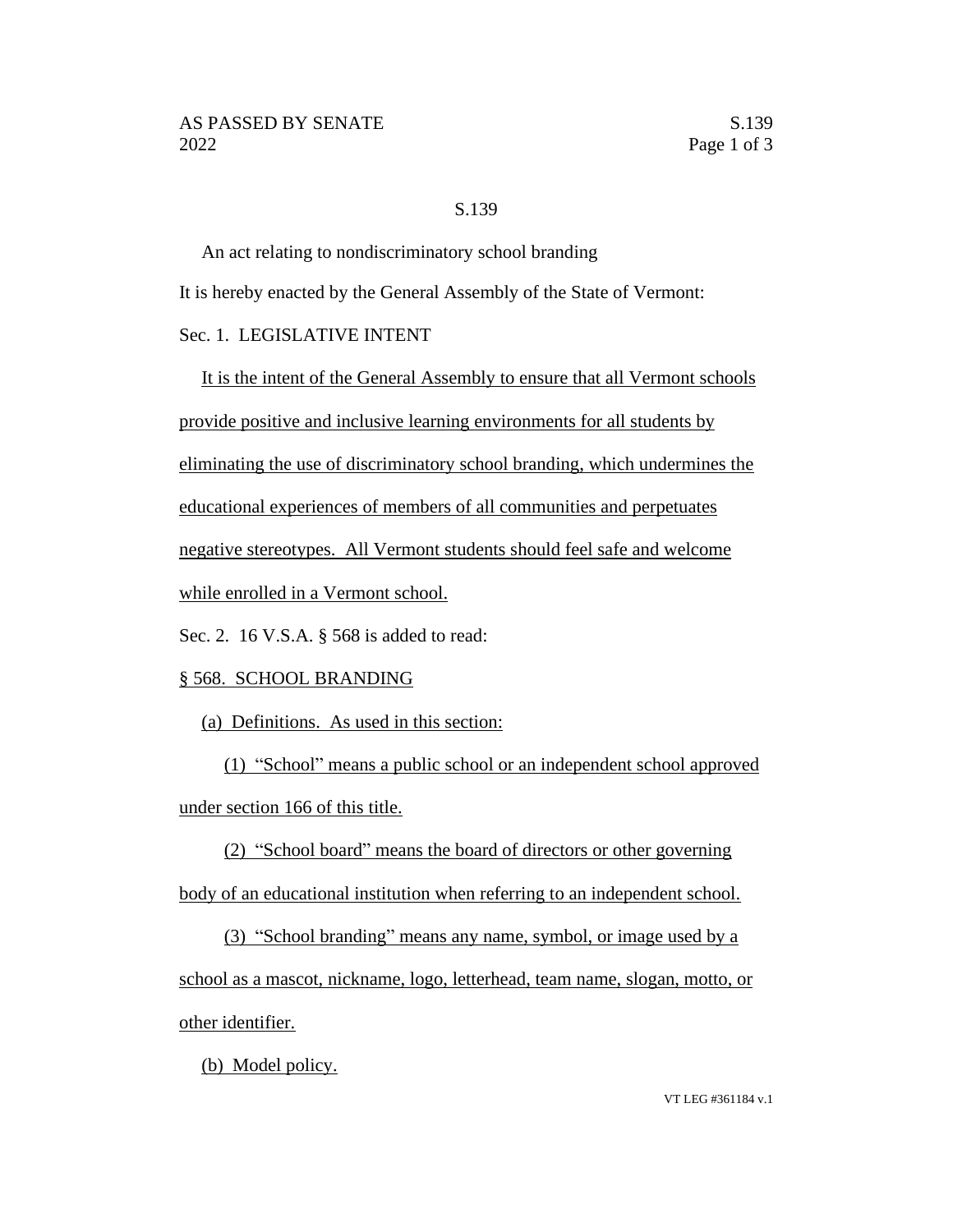# S.139

An act relating to nondiscriminatory school branding

It is hereby enacted by the General Assembly of the State of Vermont:

Sec. 1. LEGISLATIVE INTENT

It is the intent of the General Assembly to ensure that all Vermont schools provide positive and inclusive learning environments for all students by eliminating the use of discriminatory school branding, which undermines the educational experiences of members of all communities and perpetuates negative stereotypes. All Vermont students should feel safe and welcome while enrolled in a Vermont school.

Sec. 2. 16 V.S.A. § 568 is added to read:

§ 568. SCHOOL BRANDING

(a) Definitions. As used in this section:

(1) "School" means a public school or an independent school approved under section 166 of this title.

(2) "School board" means the board of directors or other governing body of an educational institution when referring to an independent school.

(3) "School branding" means any name, symbol, or image used by a school as a mascot, nickname, logo, letterhead, team name, slogan, motto, or other identifier.

(b) Model policy.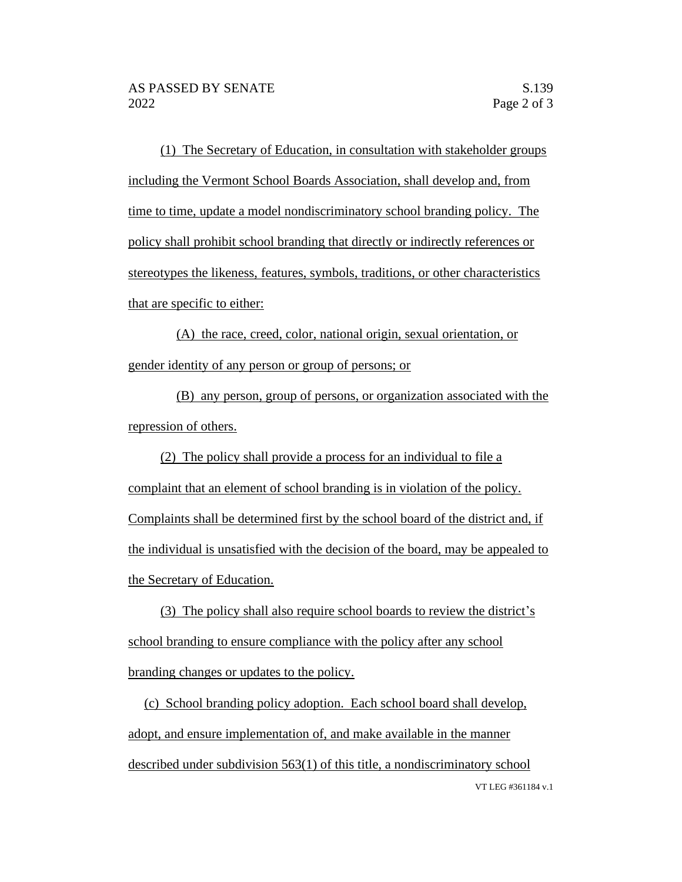(1) The Secretary of Education, in consultation with stakeholder groups including the Vermont School Boards Association, shall develop and, from time to time, update a model nondiscriminatory school branding policy. The policy shall prohibit school branding that directly or indirectly references or stereotypes the likeness, features, symbols, traditions, or other characteristics that are specific to either:

(A) the race, creed, color, national origin, sexual orientation, or gender identity of any person or group of persons; or

(B) any person, group of persons, or organization associated with the repression of others.

(2) The policy shall provide a process for an individual to file a complaint that an element of school branding is in violation of the policy. Complaints shall be determined first by the school board of the district and, if the individual is unsatisfied with the decision of the board, may be appealed to the Secretary of Education.

(3) The policy shall also require school boards to review the district's school branding to ensure compliance with the policy after any school branding changes or updates to the policy.

(c) School branding policy adoption. Each school board shall develop, adopt, and ensure implementation of, and make available in the manner described under subdivision 563(1) of this title, a nondiscriminatory school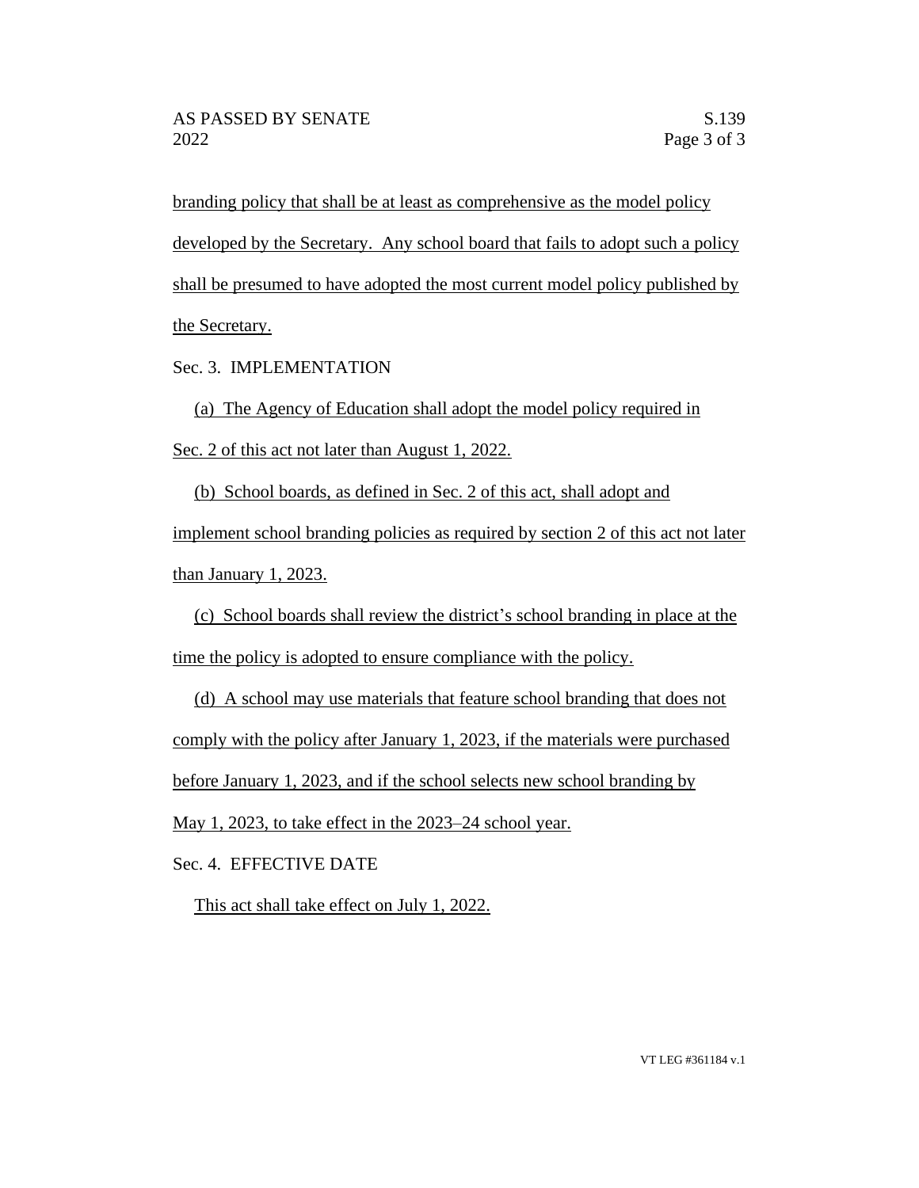branding policy that shall be at least as comprehensive as the model policy developed by the Secretary. Any school board that fails to adopt such a policy shall be presumed to have adopted the most current model policy published by the Secretary.

Sec. 3. IMPLEMENTATION

(a) The Agency of Education shall adopt the model policy required in Sec. 2 of this act not later than August 1, 2022.

(b) School boards, as defined in Sec. 2 of this act, shall adopt and implement school branding policies as required by section 2 of this act not later than January 1, 2023.

(c) School boards shall review the district's school branding in place at the time the policy is adopted to ensure compliance with the policy.

(d) A school may use materials that feature school branding that does not comply with the policy after January 1, 2023, if the materials were purchased before January 1, 2023, and if the school selects new school branding by May 1, 2023, to take effect in the 2023–24 school year.

Sec. 4. EFFECTIVE DATE

This act shall take effect on July 1, 2022.